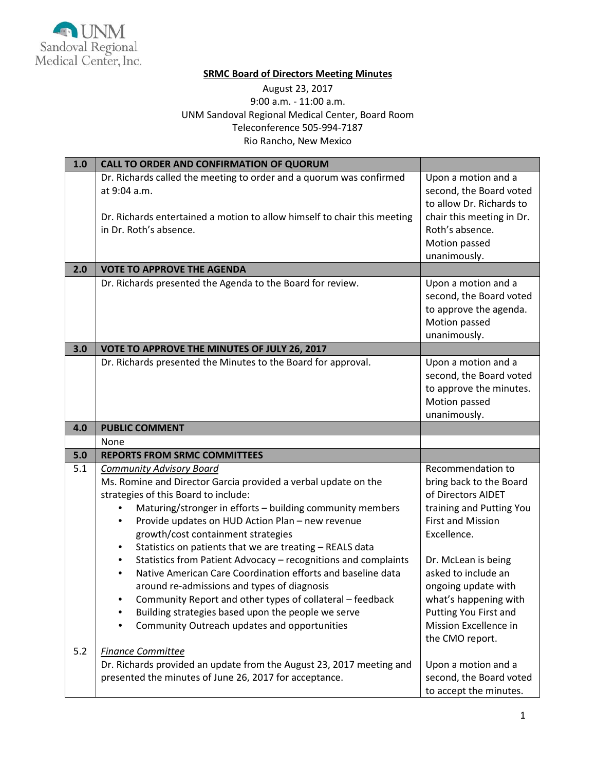UNM Sandoval Regional Medical Center, Inc.

**SRMC Board of Directors Meeting Minutes**

August 23, 2017
9:00 a.m. - 11:00 a.m.
UNM Sandoval Regional Medical Center, Board Room
Teleconference 505-994-7187
Rio Rancho, New Mexico

| 1.0 | CALL TO ORDER AND CONFIRMATION OF QUORUM | |
|---|---|---|
| | Dr. Richards called the meeting to order and a quorum was confirmed at 9:04 a.m.<br><br>Dr. Richards entertained a motion to allow himself to chair this meeting in Dr. Roth's absence. | Upon a motion and a second, the Board voted to allow Dr. Richards to chair this meeting in Dr. Roth's absence. Motion passed unanimously. |
| **2.0** | **VOTE TO APPROVE THE AGENDA** | |
| | Dr. Richards presented the Agenda to the Board for review. | Upon a motion and a second, the Board voted to approve the agenda. Motion passed unanimously. |
| **3.0** | **VOTE TO APPROVE THE MINUTES OF JULY 26, 2017** | |
| | Dr. Richards presented the Minutes to the Board for approval. | Upon a motion and a second, the Board voted to approve the minutes. Motion passed unanimously. |
| **4.0** | **PUBLIC COMMENT** | |
| | None | |
| **5.0** | **REPORTS FROM SRMC COMMITTEES** | |
| 5.1 | *Community Advisory Board*<br>Ms. Romine and Director Garcia provided a verbal update on the strategies of this Board to include:<br>• Maturing/stronger in efforts – building community members<br>• Provide updates on HUD Action Plan – new revenue growth/cost containment strategies<br>• Statistics on patients that we are treating – REALS data<br>• Statistics from Patient Advocacy – recognitions and complaints<br>• Native American Care Coordination efforts and baseline data around re-admissions and types of diagnosis<br>• Community Report and other types of collateral – feedback<br>• Building strategies based upon the people we serve<br>• Community Outreach updates and opportunities | Recommendation to bring back to the Board of Directors AIDET training and Putting You First and Mission Excellence.<br><br>Dr. McLean is being asked to include an ongoing update with what's happening with Putting You First and Mission Excellence in the CMO report. |
| 5.2 | *Finance Committee*<br>Dr. Richards provided an update from the August 23, 2017 meeting and presented the minutes of June 26, 2017 for acceptance. | Upon a motion and a second, the Board voted to accept the minutes. |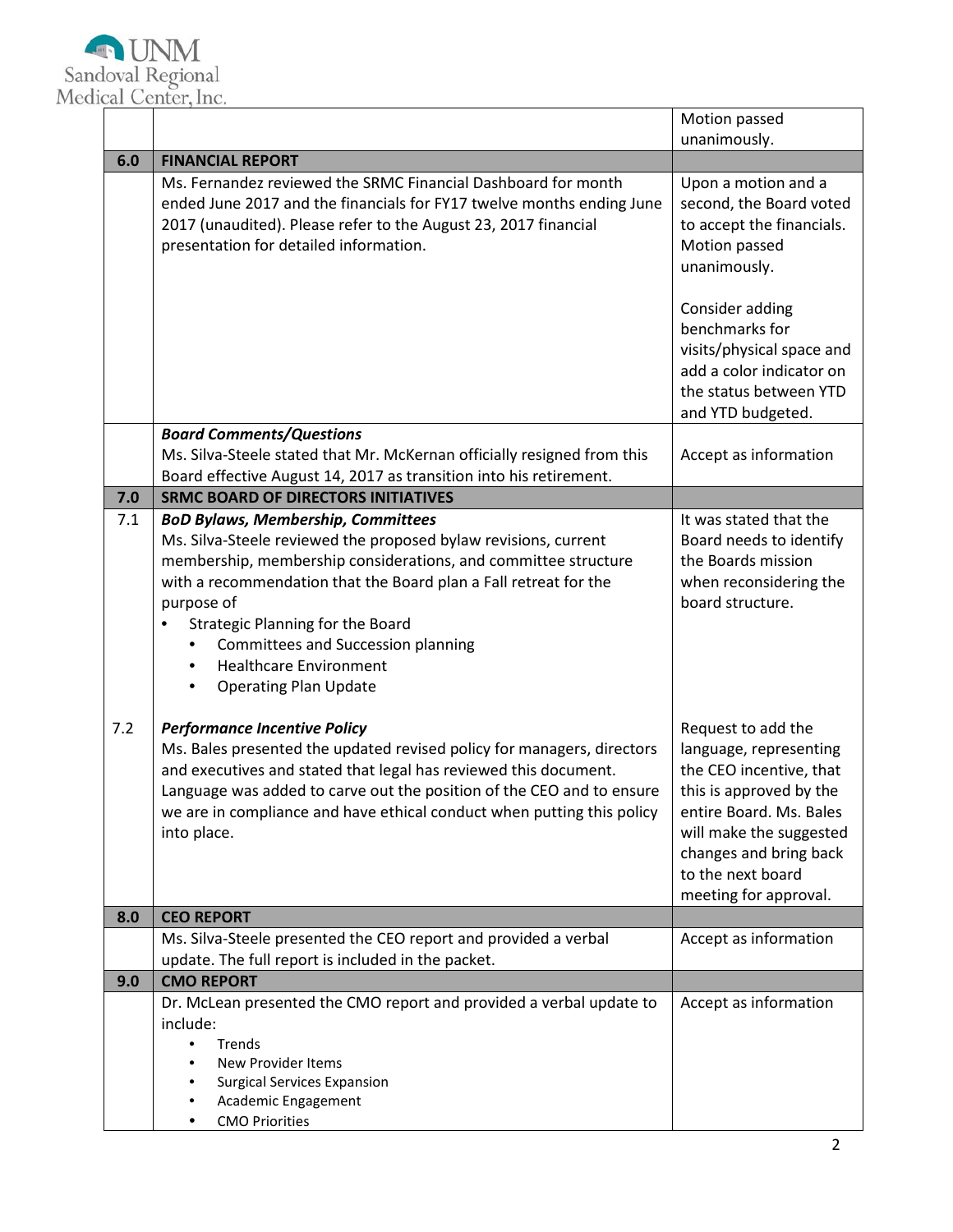| | | |
|---|---|---|
| | | Motion passed unanimously. |
| **6.0** | **FINANCIAL REPORT** | |
| | Ms. Fernandez reviewed the SRMC Financial Dashboard for month ended June 2017 and the financials for FY17 twelve months ending June 2017 (unaudited). Please refer to the August 23, 2017 financial presentation for detailed information. | Upon a motion and a second, the Board voted to accept the financials. Motion passed unanimously.<br><br>Consider adding benchmarks for visits/physical space and add a color indicator on the status between YTD and YTD budgeted. |
| | ***Board Comments/Questions***<br>Ms. Silva-Steele stated that Mr. McKernan officially resigned from this Board effective August 14, 2017 as transition into his retirement. | Accept as information |
| **7.0** | **SRMC BOARD OF DIRECTORS INITIATIVES** | |
| 7.1 | ***BoD Bylaws, Membership, Committees***<br>Ms. Silva-Steele reviewed the proposed bylaw revisions, current membership, membership considerations, and committee structure with a recommendation that the Board plan a Fall retreat for the purpose of<br>• Strategic Planning for the Board<br>  • Committees and Succession planning<br>  • Healthcare Environment<br>  • Operating Plan Update | It was stated that the Board needs to identify the Boards mission when reconsidering the board structure. |
| 7.2 | ***Performance Incentive Policy***<br>Ms. Bales presented the updated revised policy for managers, directors and executives and stated that legal has reviewed this document. Language was added to carve out the position of the CEO and to ensure we are in compliance and have ethical conduct when putting this policy into place. | Request to add the language, representing the CEO incentive, that this is approved by the entire Board. Ms. Bales will make the suggested changes and bring back to the next board meeting for approval. |
| **8.0** | **CEO REPORT** | |
| | Ms. Silva-Steele presented the CEO report and provided a verbal update. The full report is included in the packet. | Accept as information |
| **9.0** | **CMO REPORT** | |
| | Dr. McLean presented the CMO report and provided a verbal update to include:<br>• Trends<br>• New Provider Items<br>• Surgical Services Expansion<br>• Academic Engagement<br>• CMO Priorities | Accept as information |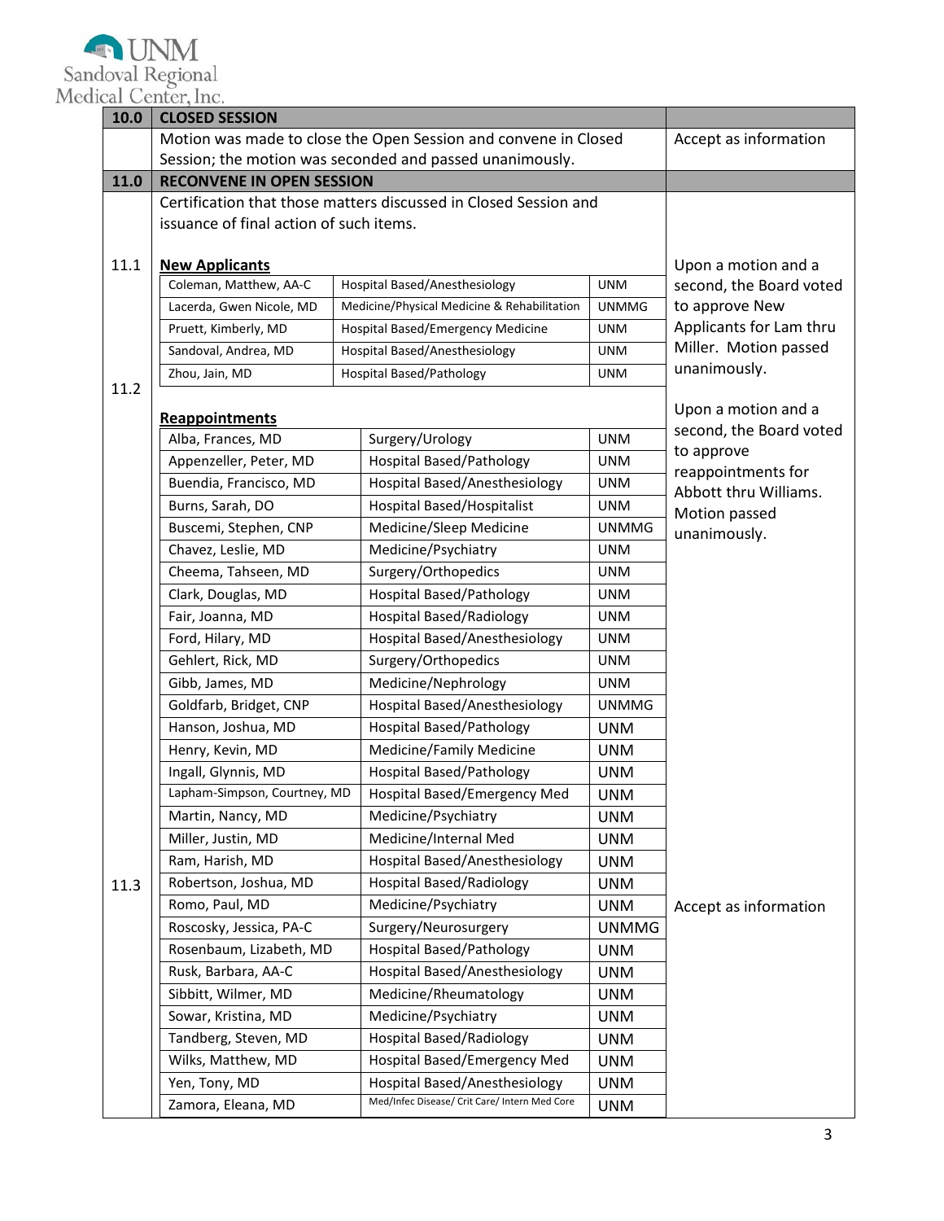| | | |
|---|---|---|
| **10.0** | **CLOSED SESSION** | |
| | Motion was made to close the Open Session and convene in Closed Session; the motion was seconded and passed unanimously. | Accept as information |
| **11.0** | **RECONVENE IN OPEN SESSION** | |
| | Certification that those matters discussed in Closed Session and issuance of final action of such items. | |
| 11.1 | **New Applicants** | Upon a motion and a second, the Board voted to approve New Applicants for Lam thru Miller. Motion passed unanimously. |
| 11.2 | **Reappointments** | Upon a motion and a second, the Board voted to approve reappointments for Abbott thru Williams. Motion passed unanimously. |
| 11.3 | | Accept as information |

**New Applicants**

| | | |
|---|---|---|
| Coleman, Matthew, AA-C | Hospital Based/Anesthesiology | UNM |
| Lacerda, Gwen Nicole, MD | Medicine/Physical Medicine & Rehabilitation | UNMMG |
| Pruett, Kimberly, MD | Hospital Based/Emergency Medicine | UNM |
| Sandoval, Andrea, MD | Hospital Based/Anesthesiology | UNM |
| Zhou, Jain, MD | Hospital Based/Pathology | UNM |

**Reappointments**

| | | |
|---|---|---|
| Alba, Frances, MD | Surgery/Urology | UNM |
| Appenzeller, Peter, MD | Hospital Based/Pathology | UNM |
| Buendia, Francisco, MD | Hospital Based/Anesthesiology | UNM |
| Burns, Sarah, DO | Hospital Based/Hospitalist | UNM |
| Buscemi, Stephen, CNP | Medicine/Sleep Medicine | UNMMG |
| Chavez, Leslie, MD | Medicine/Psychiatry | UNM |
| Cheema, Tahseen, MD | Surgery/Orthopedics | UNM |
| Clark, Douglas, MD | Hospital Based/Pathology | UNM |
| Fair, Joanna, MD | Hospital Based/Radiology | UNM |
| Ford, Hilary, MD | Hospital Based/Anesthesiology | UNM |
| Gehlert, Rick, MD | Surgery/Orthopedics | UNM |
| Gibb, James, MD | Medicine/Nephrology | UNM |
| Goldfarb, Bridget, CNP | Hospital Based/Anesthesiology | UNMMG |
| Hanson, Joshua, MD | Hospital Based/Pathology | UNM |
| Henry, Kevin, MD | Medicine/Family Medicine | UNM |
| Ingall, Glynnis, MD | Hospital Based/Pathology | UNM |
| Lapham-Simpson, Courtney, MD | Hospital Based/Emergency Med | UNM |
| Martin, Nancy, MD | Medicine/Psychiatry | UNM |
| Miller, Justin, MD | Medicine/Internal Med | UNM |
| Ram, Harish, MD | Hospital Based/Anesthesiology | UNM |
| Robertson, Joshua, MD | Hospital Based/Radiology | UNM |
| Romo, Paul, MD | Medicine/Psychiatry | UNM |
| Roscosky, Jessica, PA-C | Surgery/Neurosurgery | UNMMG |
| Rosenbaum, Lizabeth, MD | Hospital Based/Pathology | UNM |
| Rusk, Barbara, AA-C | Hospital Based/Anesthesiology | UNM |
| Sibbitt, Wilmer, MD | Medicine/Rheumatology | UNM |
| Sowar, Kristina, MD | Medicine/Psychiatry | UNM |
| Tandberg, Steven, MD | Hospital Based/Radiology | UNM |
| Wilks, Matthew, MD | Hospital Based/Emergency Med | UNM |
| Yen, Tony, MD | Hospital Based/Anesthesiology | UNM |
| Zamora, Eleana, MD | Med/Infec Disease/ Crit Care/ Intern Med Core | UNM |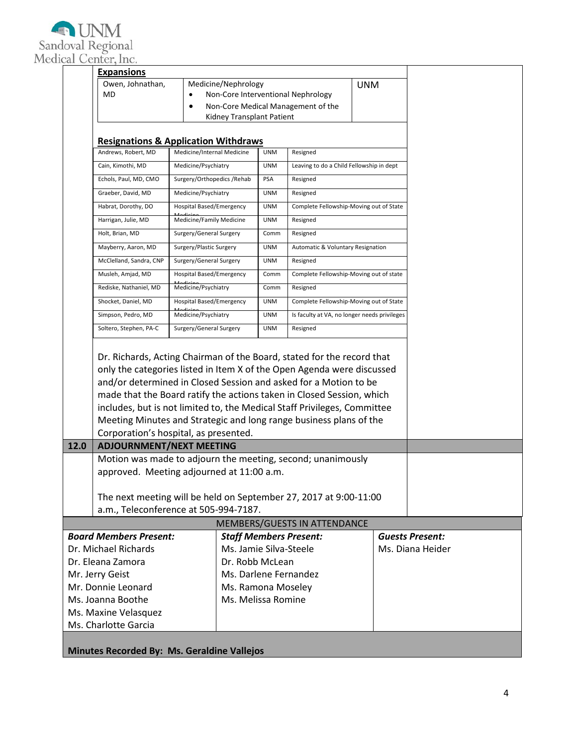**Expansions**

| | | |
|---|---|---|
| Owen, Johnathan, MD | Medicine/Nephrology<br>• Non-Core Interventional Nephrology<br>• Non-Core Medical Management of the Kidney Transplant Patient | UNM |

**Resignations & Application Withdraws**

| | | | |
|---|---|---|---|
| Andrews, Robert, MD | Medicine/Internal Medicine | UNM | Resigned |
| Cain, Kimothi, MD | Medicine/Psychiatry | UNM | Leaving to do a Child Fellowship in dept |
| Echols, Paul, MD, CMO | Surgery/Orthopedics /Rehab | PSA | Resigned |
| Graeber, David, MD | Medicine/Psychiatry | UNM | Resigned |
| Habrat, Dorothy, DO | Hospital Based/Emergency Medicine | UNM | Complete Fellowship-Moving out of State |
| Harrigan, Julie, MD | Medicine/Family Medicine | UNM | Resigned |
| Holt, Brian, MD | Surgery/General Surgery | Comm | Resigned |
| Mayberry, Aaron, MD | Surgery/Plastic Surgery | UNM | Automatic & Voluntary Resignation |
| McClelland, Sandra, CNP | Surgery/General Surgery | UNM | Resigned |
| Musleh, Amjad, MD | Hospital Based/Emergency Medicine | Comm | Complete Fellowship-Moving out of state |
| Rediske, Nathaniel, MD | Medicine/Psychiatry | Comm | Resigned |
| Shocket, Daniel, MD | Hospital Based/Emergency Medicine | UNM | Complete Fellowship-Moving out of State |
| Simpson, Pedro, MD | Medicine/Psychiatry | UNM | Is faculty at VA, no longer needs privileges |
| Soltero, Stephen, PA-C | Surgery/General Surgery | UNM | Resigned |

Dr. Richards, Acting Chairman of the Board, stated for the record that only the categories listed in Item X of the Open Agenda were discussed and/or determined in Closed Session and asked for a Motion to be made that the Board ratify the actions taken in Closed Session, which includes, but is not limited to, the Medical Staff Privileges, Committee Meeting Minutes and Strategic and long range business plans of the Corporation's hospital, as presented.

## 12.0 ADJOURNMENT/NEXT MEETING

Motion was made to adjourn the meeting, second; unanimously approved. Meeting adjourned at 11:00 a.m.

The next meeting will be held on September 27, 2017 at 9:00-11:00 a.m., Teleconference at 505-994-7187.

**MEMBERS/GUESTS IN ATTENDANCE**

| ***Board Members Present:*** | ***Staff Members Present:*** | ***Guests Present:*** |
|---|---|---|
| Dr. Michael Richards | Ms. Jamie Silva-Steele | Ms. Diana Heider |
| Dr. Eleana Zamora | Dr. Robb McLean | |
| Mr. Jerry Geist | Ms. Darlene Fernandez | |
| Mr. Donnie Leonard | Ms. Ramona Moseley | |
| Ms. Joanna Boothe | Ms. Melissa Romine | |
| Ms. Maxine Velasquez | | |
| Ms. Charlotte Garcia | | |

**Minutes Recorded By: Ms. Geraldine Vallejos**